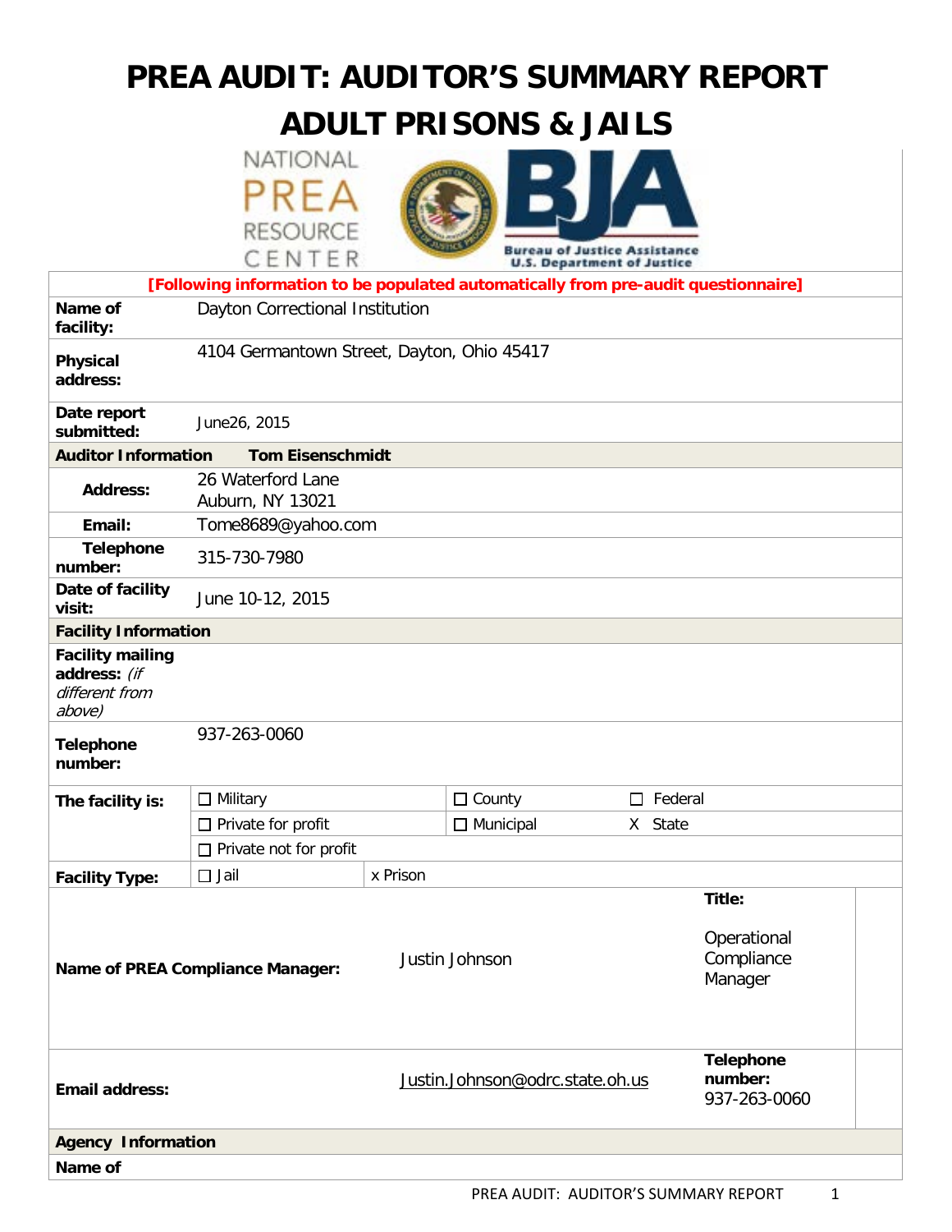# PREA AUDIT: AUDITOR'S SUMMARY REPORT
# ADULT PRISONS & JAILS

NATIONAL PREA RESOURCE CENTER

Bureau of Justice Assistance
U.S. Department of Justice

| [Following information to be populated automatically from pre-audit questionnaire] | | | | | |
|---|---|---|---|---|---|
| **Name of facility:** | Dayton Correctional Institution | | | | |
| **Physical address:** | 4104 Germantown Street, Dayton, Ohio 45417 | | | | |
| **Date report submitted:** | June26, 2015 | | | | |
| **Auditor Information** | **Tom Eisenschmidt** | | | | |
| **Address:** | 26 Waterford Lane<br>Auburn, NY 13021 | | | | |
| **Email:** | Tome8689@yahoo.com | | | | |
| **Telephone number:** | 315-730-7980 | | | | |
| **Date of facility visit:** | June 10-12, 2015 | | | | |
| **Facility Information** | | | | | |
| **Facility mailing address:** *(if different from above)* | | | | | |
| **Telephone number:** | 937-263-0060 | | | | |
| **The facility is:** | ☐ Military | | ☐ County | ☐ Federal | |
| | ☐ Private for profit | | ☐ Municipal | X State | |
| | ☐ Private not for profit | | | | |
| **Facility Type:** | ☐ Jail | x Prison | | | |
| **Name of PREA Compliance Manager:** | | | Justin Johnson | **Title:** Operational Compliance Manager | |
| **Email address:** | | | Justin.Johnson@odrc.state.oh.us | **Telephone number:** 937-263-0060 | |
| **Agency Information** | | | | | |
| **Name of** | | | | | |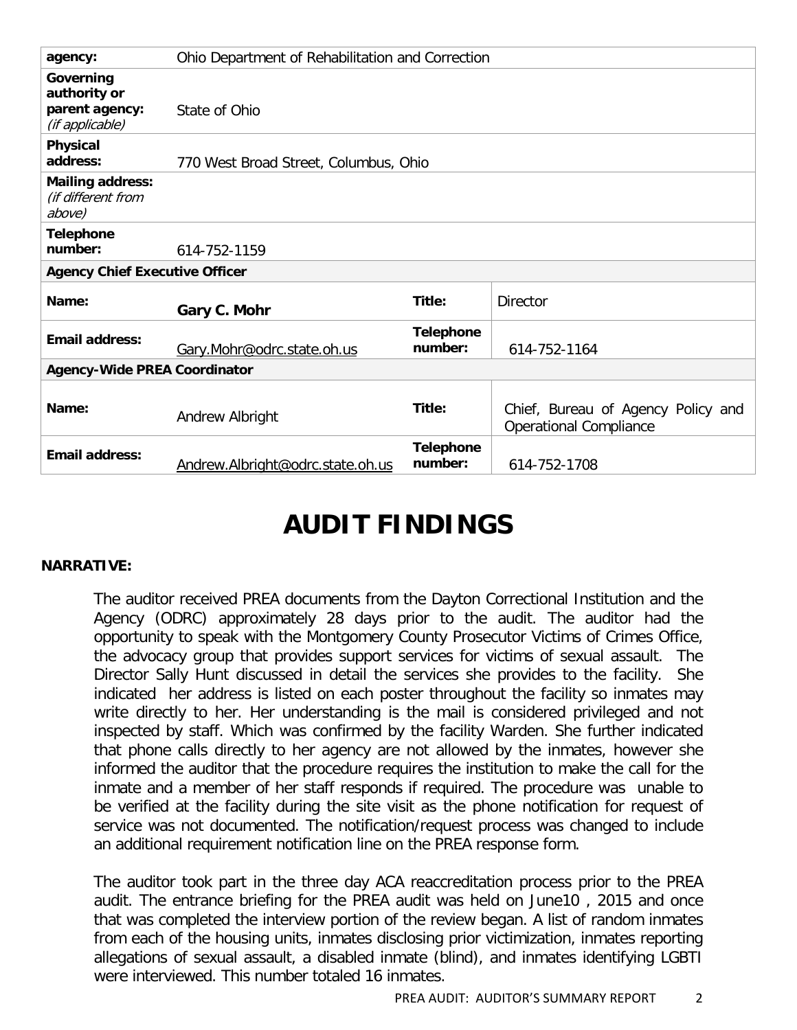| agency: | Ohio Department of Rehabilitation and Correction | | |
|---|---|---|---|
| **Governing authority or parent agency:** *(if applicable)* | State of Ohio | | |
| **Physical address:** | 770 West Broad Street, Columbus, Ohio | | |
| **Mailing address:** *(if different from above)* | | | |
| **Telephone number:** | 614-752-1159 | | |
| **Agency Chief Executive Officer** | | | |
| **Name:** | **Gary C. Mohr** | **Title:** | Director |
| **Email address:** | Gary.Mohr@odrc.state.oh.us | **Telephone number:** | 614-752-1164 |
| **Agency-Wide PREA Coordinator** | | | |
| **Name:** | Andrew Albright | **Title:** | Chief, Bureau of Agency Policy and Operational Compliance |
| **Email address:** | Andrew.Albright@odrc.state.oh.us | **Telephone number:** | 614-752-1708 |

# AUDIT FINDINGS

**NARRATIVE:**

The auditor received PREA documents from the Dayton Correctional Institution and the Agency (ODRC) approximately 28 days prior to the audit. The auditor had the opportunity to speak with the Montgomery County Prosecutor Victims of Crimes Office, the advocacy group that provides support services for victims of sexual assault. The Director Sally Hunt discussed in detail the services she provides to the facility. She indicated her address is listed on each poster throughout the facility so inmates may write directly to her. Her understanding is the mail is considered privileged and not inspected by staff. Which was confirmed by the facility Warden. She further indicated that phone calls directly to her agency are not allowed by the inmates, however she informed the auditor that the procedure requires the institution to make the call for the inmate and a member of her staff responds if required. The procedure was unable to be verified at the facility during the site visit as the phone notification for request of service was not documented. The notification/request process was changed to include an additional requirement notification line on the PREA response form.

The auditor took part in the three day ACA reaccreditation process prior to the PREA audit. The entrance briefing for the PREA audit was held on June10 , 2015 and once that was completed the interview portion of the review began. A list of random inmates from each of the housing units, inmates disclosing prior victimization, inmates reporting allegations of sexual assault, a disabled inmate (blind), and inmates identifying LGBTI were interviewed. This number totaled 16 inmates.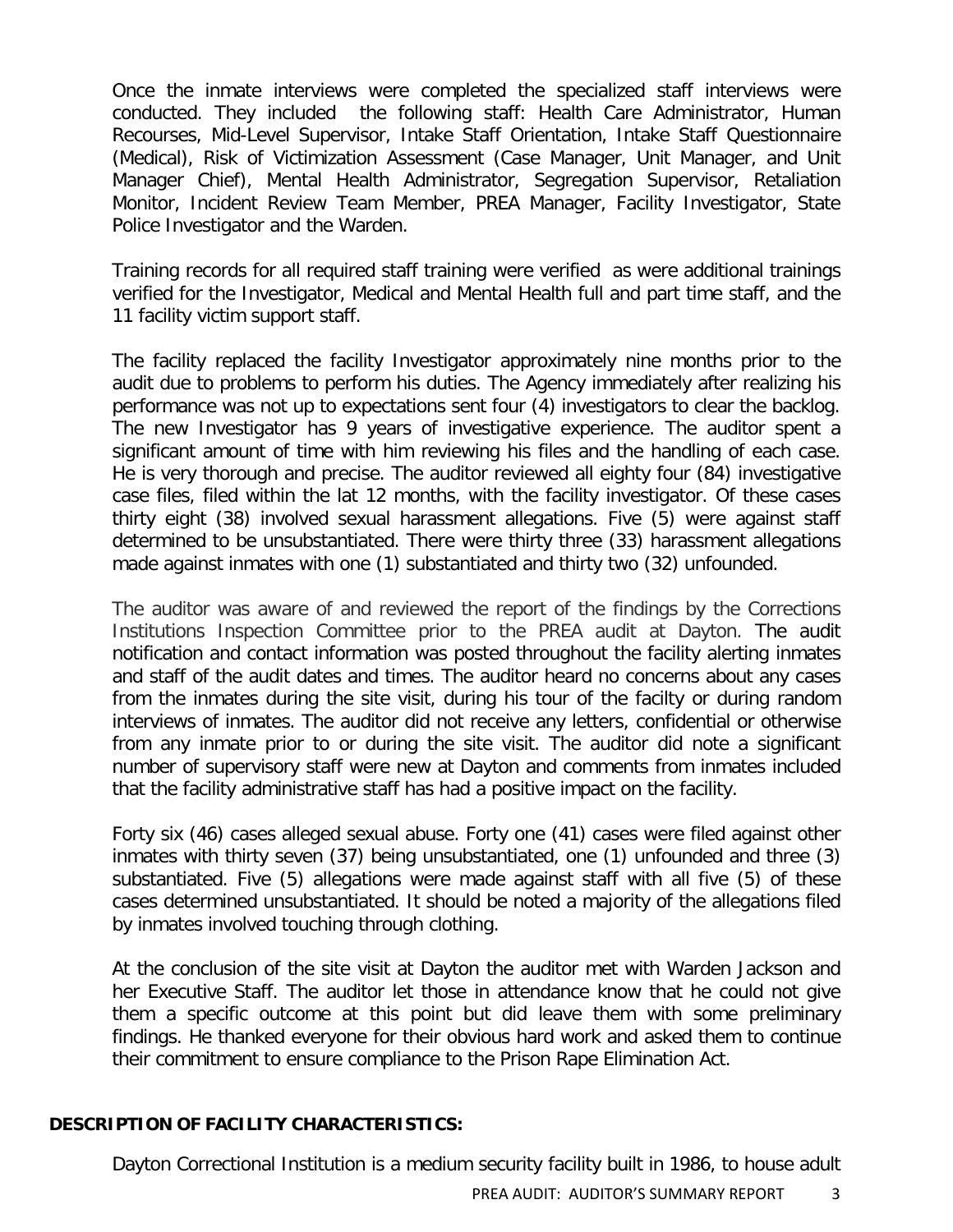Once the inmate interviews were completed the specialized staff interviews were conducted. They included the following staff: Health Care Administrator, Human Recourses, Mid-Level Supervisor, Intake Staff Orientation, Intake Staff Questionnaire (Medical), Risk of Victimization Assessment (Case Manager, Unit Manager, and Unit Manager Chief), Mental Health Administrator, Segregation Supervisor, Retaliation Monitor, Incident Review Team Member, PREA Manager, Facility Investigator, State Police Investigator and the Warden.

Training records for all required staff training were verified as were additional trainings verified for the Investigator, Medical and Mental Health full and part time staff, and the 11 facility victim support staff.

The facility replaced the facility Investigator approximately nine months prior to the audit due to problems to perform his duties. The Agency immediately after realizing his performance was not up to expectations sent four (4) investigators to clear the backlog. The new Investigator has 9 years of investigative experience. The auditor spent a significant amount of time with him reviewing his files and the handling of each case. He is very thorough and precise. The auditor reviewed all eighty four (84) investigative case files, filed within the lat 12 months, with the facility investigator. Of these cases thirty eight (38) involved sexual harassment allegations. Five (5) were against staff determined to be unsubstantiated. There were thirty three (33) harassment allegations made against inmates with one (1) substantiated and thirty two (32) unfounded.

The auditor was aware of and reviewed the report of the findings by the Corrections Institutions Inspection Committee prior to the PREA audit at Dayton. The audit notification and contact information was posted throughout the facility alerting inmates and staff of the audit dates and times. The auditor heard no concerns about any cases from the inmates during the site visit, during his tour of the facilty or during random interviews of inmates. The auditor did not receive any letters, confidential or otherwise from any inmate prior to or during the site visit. The auditor did note a significant number of supervisory staff were new at Dayton and comments from inmates included that the facility administrative staff has had a positive impact on the facility.

Forty six (46) cases alleged sexual abuse. Forty one (41) cases were filed against other inmates with thirty seven (37) being unsubstantiated, one (1) unfounded and three (3) substantiated. Five (5) allegations were made against staff with all five (5) of these cases determined unsubstantiated. It should be noted a majority of the allegations filed by inmates involved touching through clothing.

At the conclusion of the site visit at Dayton the auditor met with Warden Jackson and her Executive Staff. The auditor let those in attendance know that he could not give them a specific outcome at this point but did leave them with some preliminary findings. He thanked everyone for their obvious hard work and asked them to continue their commitment to ensure compliance to the Prison Rape Elimination Act.

**DESCRIPTION OF FACILITY CHARACTERISTICS:**

Dayton Correctional Institution is a medium security facility built in 1986, to house adult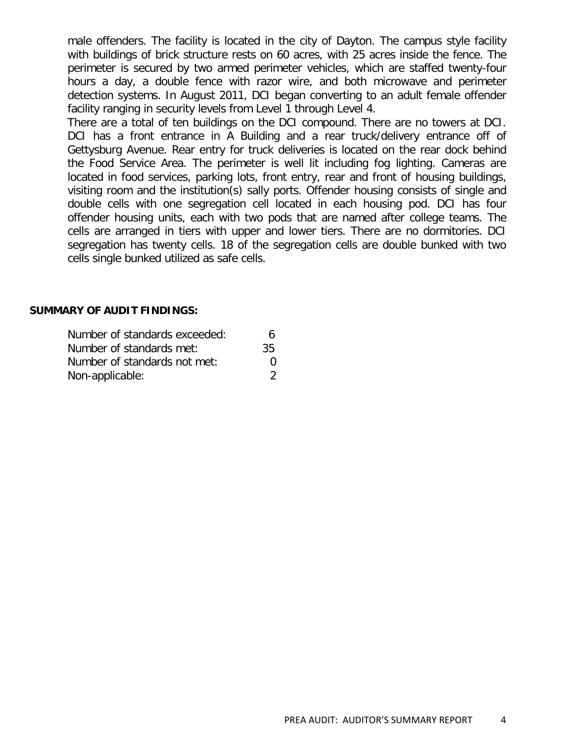male offenders. The facility is located in the city of Dayton. The campus style facility with buildings of brick structure rests on 60 acres, with 25 acres inside the fence. The perimeter is secured by two armed perimeter vehicles, which are staffed twenty-four hours a day, a double fence with razor wire, and both microwave and perimeter detection systems. In August 2011, DCI began converting to an adult female offender facility ranging in security levels from Level 1 through Level 4.

There are a total of ten buildings on the DCI compound. There are no towers at DCI. DCI has a front entrance in A Building and a rear truck/delivery entrance off of Gettysburg Avenue. Rear entry for truck deliveries is located on the rear dock behind the Food Service Area. The perimeter is well lit including fog lighting. Cameras are located in food services, parking lots, front entry, rear and front of housing buildings, visiting room and the institution(s) sally ports. Offender housing consists of single and double cells with one segregation cell located in each housing pod. DCI has four offender housing units, each with two pods that are named after college teams. The cells are arranged in tiers with upper and lower tiers. There are no dormitories. DCI segregation has twenty cells. 18 of the segregation cells are double bunked with two cells single bunked utilized as safe cells.

**SUMMARY OF AUDIT FINDINGS:**

| | |
|---|---|
| Number of standards exceeded: | 6 |
| Number of standards met: | 35 |
| Number of standards not met: | 0 |
| Non-applicable: | 2 |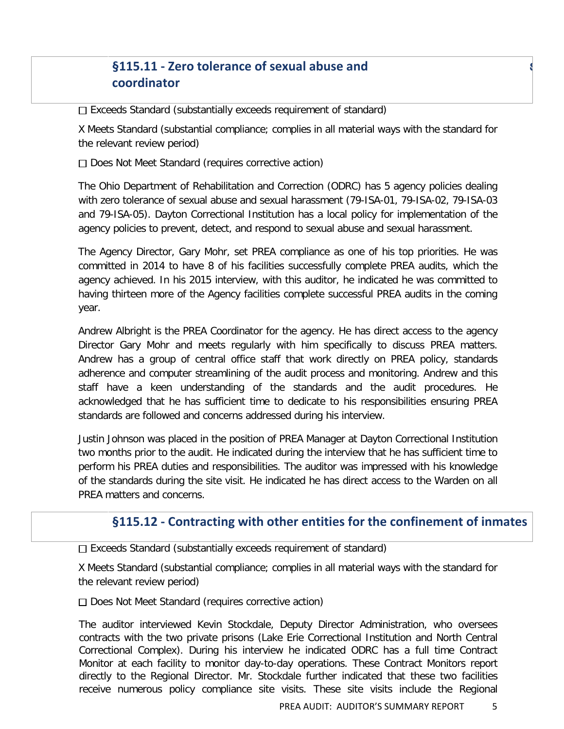## §115.11 - Zero tolerance of sexual abuse and coordinator

☐ Exceeds Standard (substantially exceeds requirement of standard)

X Meets Standard (substantial compliance; complies in all material ways with the standard for the relevant review period)

☐ Does Not Meet Standard (requires corrective action)

The Ohio Department of Rehabilitation and Correction (ODRC) has 5 agency policies dealing with zero tolerance of sexual abuse and sexual harassment (79-ISA-01, 79-ISA-02, 79-ISA-03 and 79-ISA-05). Dayton Correctional Institution has a local policy for implementation of the agency policies to prevent, detect, and respond to sexual abuse and sexual harassment.

The Agency Director, Gary Mohr, set PREA compliance as one of his top priorities. He was committed in 2014 to have 8 of his facilities successfully complete PREA audits, which the agency achieved. In his 2015 interview, with this auditor, he indicated he was committed to having thirteen more of the Agency facilities complete successful PREA audits in the coming year.

Andrew Albright is the PREA Coordinator for the agency. He has direct access to the agency Director Gary Mohr and meets regularly with him specifically to discuss PREA matters. Andrew has a group of central office staff that work directly on PREA policy, standards adherence and computer streamlining of the audit process and monitoring. Andrew and this staff have a keen understanding of the standards and the audit procedures. He acknowledged that he has sufficient time to dedicate to his responsibilities ensuring PREA standards are followed and concerns addressed during his interview.

Justin Johnson was placed in the position of PREA Manager at Dayton Correctional Institution two months prior to the audit. He indicated during the interview that he has sufficient time to perform his PREA duties and responsibilities. The auditor was impressed with his knowledge of the standards during the site visit. He indicated he has direct access to the Warden on all PREA matters and concerns.

## §115.12 - Contracting with other entities for the confinement of inmates

☐ Exceeds Standard (substantially exceeds requirement of standard)

X Meets Standard (substantial compliance; complies in all material ways with the standard for the relevant review period)

☐ Does Not Meet Standard (requires corrective action)

The auditor interviewed Kevin Stockdale, Deputy Director Administration, who oversees contracts with the two private prisons (Lake Erie Correctional Institution and North Central Correctional Complex). During his interview he indicated ODRC has a full time Contract Monitor at each facility to monitor day-to-day operations. These Contract Monitors report directly to the Regional Director. Mr. Stockdale further indicated that these two facilities receive numerous policy compliance site visits. These site visits include the Regional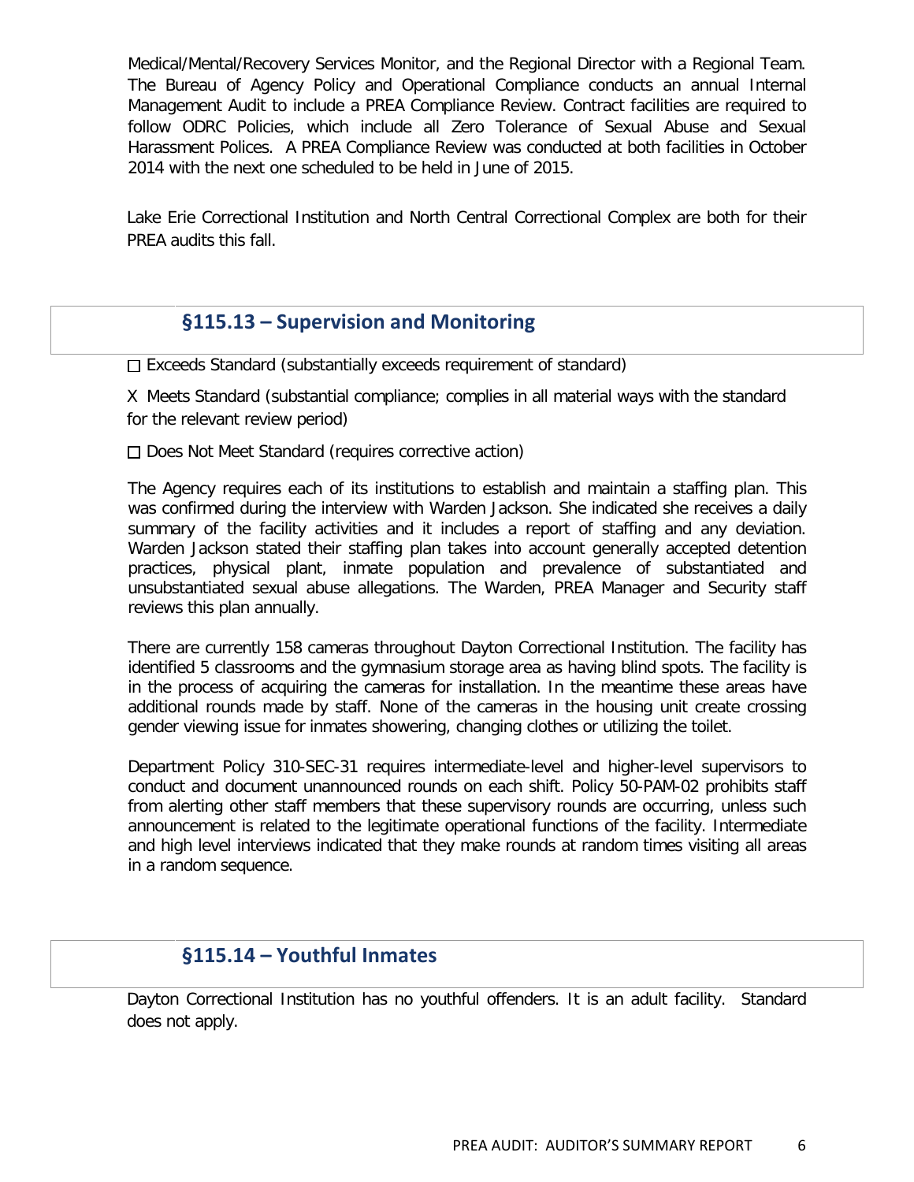Medical/Mental/Recovery Services Monitor, and the Regional Director with a Regional Team. The Bureau of Agency Policy and Operational Compliance conducts an annual Internal Management Audit to include a PREA Compliance Review. Contract facilities are required to follow ODRC Policies, which include all Zero Tolerance of Sexual Abuse and Sexual Harassment Polices. A PREA Compliance Review was conducted at both facilities in October 2014 with the next one scheduled to be held in June of 2015.

Lake Erie Correctional Institution and North Central Correctional Complex are both for their PREA audits this fall.

## §115.13 – Supervision and Monitoring

☐ Exceeds Standard (substantially exceeds requirement of standard)

X Meets Standard (substantial compliance; complies in all material ways with the standard for the relevant review period)

☐ Does Not Meet Standard (requires corrective action)

The Agency requires each of its institutions to establish and maintain a staffing plan. This was confirmed during the interview with Warden Jackson. She indicated she receives a daily summary of the facility activities and it includes a report of staffing and any deviation. Warden Jackson stated their staffing plan takes into account generally accepted detention practices, physical plant, inmate population and prevalence of substantiated and unsubstantiated sexual abuse allegations. The Warden, PREA Manager and Security staff reviews this plan annually.

There are currently 158 cameras throughout Dayton Correctional Institution. The facility has identified 5 classrooms and the gymnasium storage area as having blind spots. The facility is in the process of acquiring the cameras for installation. In the meantime these areas have additional rounds made by staff. None of the cameras in the housing unit create crossing gender viewing issue for inmates showering, changing clothes or utilizing the toilet.

Department Policy 310-SEC-31 requires intermediate-level and higher-level supervisors to conduct and document unannounced rounds on each shift. Policy 50-PAM-02 prohibits staff from alerting other staff members that these supervisory rounds are occurring, unless such announcement is related to the legitimate operational functions of the facility. Intermediate and high level interviews indicated that they make rounds at random times visiting all areas in a random sequence.

## §115.14 – Youthful Inmates

Dayton Correctional Institution has no youthful offenders. It is an adult facility. Standard does not apply.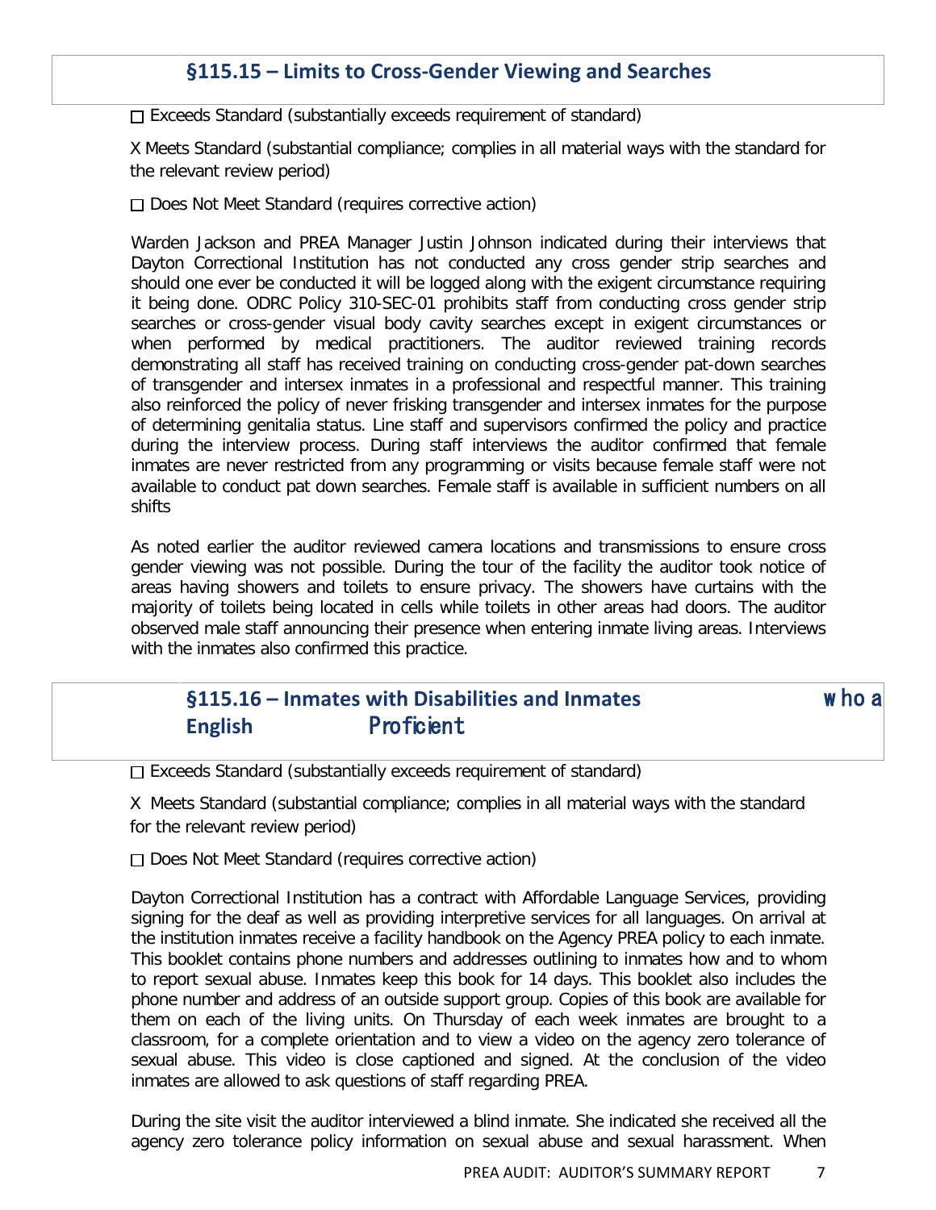## §115.15 – Limits to Cross-Gender Viewing and Searches

☐ Exceeds Standard (substantially exceeds requirement of standard)

X Meets Standard (substantial compliance; complies in all material ways with the standard for the relevant review period)

☐ Does Not Meet Standard (requires corrective action)

Warden Jackson and PREA Manager Justin Johnson indicated during their interviews that Dayton Correctional Institution has not conducted any cross gender strip searches and should one ever be conducted it will be logged along with the exigent circumstance requiring it being done. ODRC Policy 310-SEC-01 prohibits staff from conducting cross gender strip searches or cross-gender visual body cavity searches except in exigent circumstances or when performed by medical practitioners. The auditor reviewed training records demonstrating all staff has received training on conducting cross-gender pat-down searches of transgender and intersex inmates in a professional and respectful manner. This training also reinforced the policy of never frisking transgender and intersex inmates for the purpose of determining genitalia status. Line staff and supervisors confirmed the policy and practice during the interview process. During staff interviews the auditor confirmed that female inmates are never restricted from any programming or visits because female staff were not available to conduct pat down searches. Female staff is available in sufficient numbers on all shifts

As noted earlier the auditor reviewed camera locations and transmissions to ensure cross gender viewing was not possible. During the tour of the facility the auditor took notice of areas having showers and toilets to ensure privacy. The showers have curtains with the majority of toilets being located in cells while toilets in other areas had doors. The auditor observed male staff announcing their presence when entering inmate living areas. Interviews with the inmates also confirmed this practice.

## §115.16 – Inmates with Disabilities and Inmates who are Limited English Proficient

☐ Exceeds Standard (substantially exceeds requirement of standard)

X Meets Standard (substantial compliance; complies in all material ways with the standard for the relevant review period)

☐ Does Not Meet Standard (requires corrective action)

Dayton Correctional Institution has a contract with Affordable Language Services, providing signing for the deaf as well as providing interpretive services for all languages. On arrival at the institution inmates receive a facility handbook on the Agency PREA policy to each inmate. This booklet contains phone numbers and addresses outlining to inmates how and to whom to report sexual abuse. Inmates keep this book for 14 days. This booklet also includes the phone number and address of an outside support group. Copies of this book are available for them on each of the living units. On Thursday of each week inmates are brought to a classroom, for a complete orientation and to view a video on the agency zero tolerance of sexual abuse. This video is close captioned and signed. At the conclusion of the video inmates are allowed to ask questions of staff regarding PREA.

During the site visit the auditor interviewed a blind inmate. She indicated she received all the agency zero tolerance policy information on sexual abuse and sexual harassment. When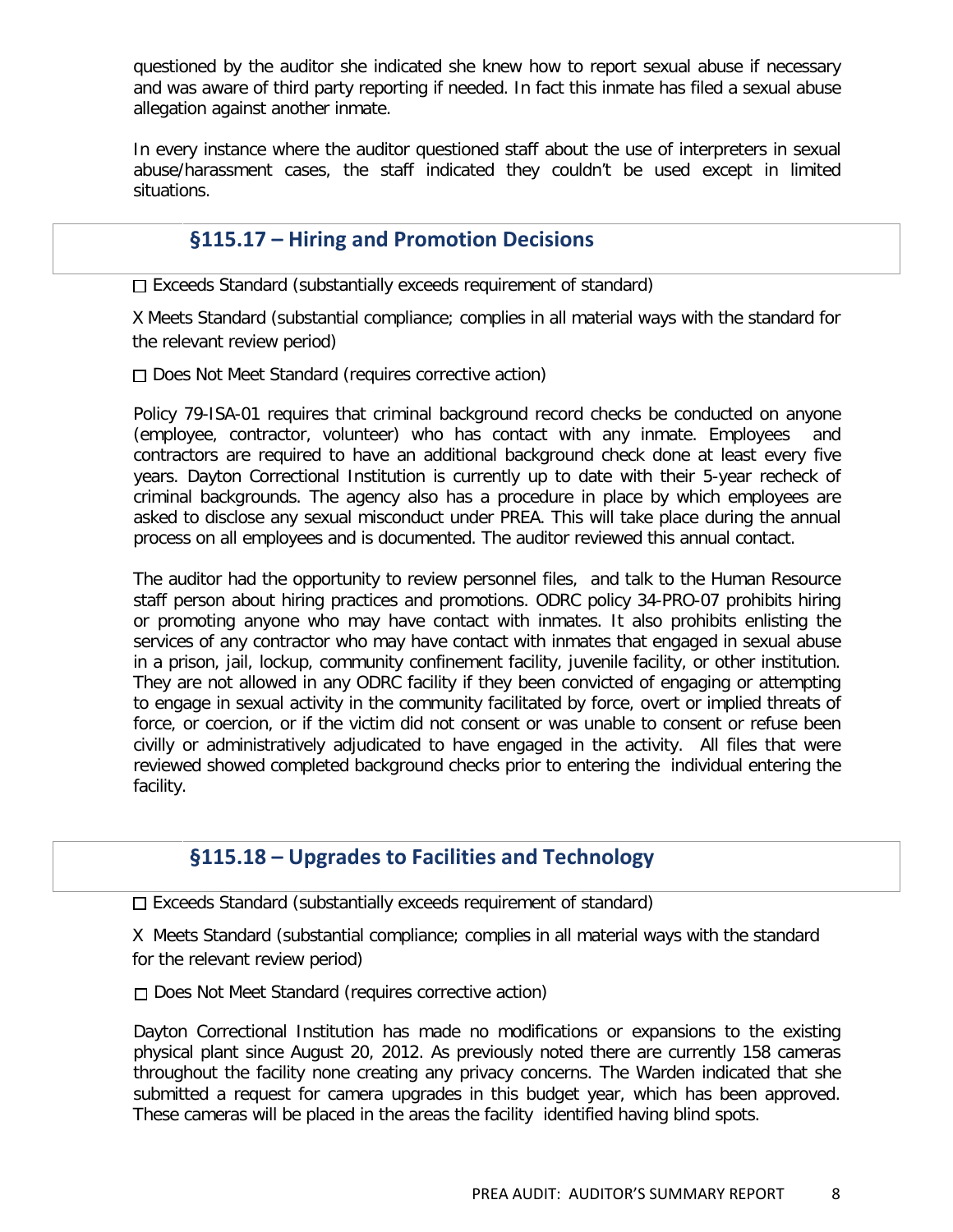questioned by the auditor she indicated she knew how to report sexual abuse if necessary and was aware of third party reporting if needed. In fact this inmate has filed a sexual abuse allegation against another inmate.

In every instance where the auditor questioned staff about the use of interpreters in sexual abuse/harassment cases, the staff indicated they couldn't be used except in limited situations.

## §115.17 – Hiring and Promotion Decisions

☐ Exceeds Standard (substantially exceeds requirement of standard)

X Meets Standard (substantial compliance; complies in all material ways with the standard for the relevant review period)

☐ Does Not Meet Standard (requires corrective action)

Policy 79-ISA-01 requires that criminal background record checks be conducted on anyone (employee, contractor, volunteer) who has contact with any inmate. Employees and contractors are required to have an additional background check done at least every five years. Dayton Correctional Institution is currently up to date with their 5-year recheck of criminal backgrounds. The agency also has a procedure in place by which employees are asked to disclose any sexual misconduct under PREA. This will take place during the annual process on all employees and is documented. The auditor reviewed this annual contact.

The auditor had the opportunity to review personnel files, and talk to the Human Resource staff person about hiring practices and promotions. ODRC policy 34-PRO-07 prohibits hiring or promoting anyone who may have contact with inmates. It also prohibits enlisting the services of any contractor who may have contact with inmates that engaged in sexual abuse in a prison, jail, lockup, community confinement facility, juvenile facility, or other institution. They are not allowed in any ODRC facility if they been convicted of engaging or attempting to engage in sexual activity in the community facilitated by force, overt or implied threats of force, or coercion, or if the victim did not consent or was unable to consent or refuse been civilly or administratively adjudicated to have engaged in the activity. All files that were reviewed showed completed background checks prior to entering the individual entering the facility.

## §115.18 – Upgrades to Facilities and Technology

☐ Exceeds Standard (substantially exceeds requirement of standard)

X Meets Standard (substantial compliance; complies in all material ways with the standard for the relevant review period)

☐ Does Not Meet Standard (requires corrective action)

Dayton Correctional Institution has made no modifications or expansions to the existing physical plant since August 20, 2012. As previously noted there are currently 158 cameras throughout the facility none creating any privacy concerns. The Warden indicated that she submitted a request for camera upgrades in this budget year, which has been approved. These cameras will be placed in the areas the facility identified having blind spots.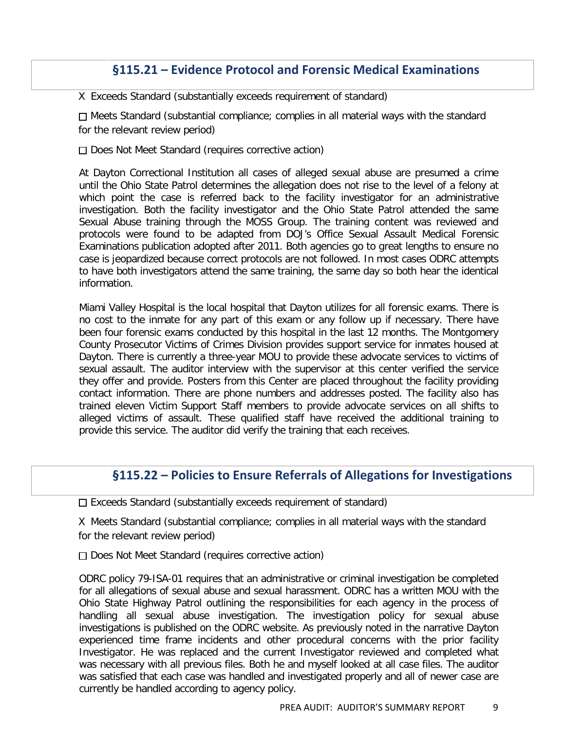## §115.21 – Evidence Protocol and Forensic Medical Examinations

X Exceeds Standard (substantially exceeds requirement of standard)

☐ Meets Standard (substantial compliance; complies in all material ways with the standard for the relevant review period)

☐ Does Not Meet Standard (requires corrective action)

At Dayton Correctional Institution all cases of alleged sexual abuse are presumed a crime until the Ohio State Patrol determines the allegation does not rise to the level of a felony at which point the case is referred back to the facility investigator for an administrative investigation. Both the facility investigator and the Ohio State Patrol attended the same Sexual Abuse training through the MOSS Group. The training content was reviewed and protocols were found to be adapted from DOJ's Office Sexual Assault Medical Forensic Examinations publication adopted after 2011. Both agencies go to great lengths to ensure no case is jeopardized because correct protocols are not followed. In most cases ODRC attempts to have both investigators attend the same training, the same day so both hear the identical information.

Miami Valley Hospital is the local hospital that Dayton utilizes for all forensic exams. There is no cost to the inmate for any part of this exam or any follow up if necessary. There have been four forensic exams conducted by this hospital in the last 12 months. The Montgomery County Prosecutor Victims of Crimes Division provides support service for inmates housed at Dayton. There is currently a three-year MOU to provide these advocate services to victims of sexual assault. The auditor interview with the supervisor at this center verified the service they offer and provide. Posters from this Center are placed throughout the facility providing contact information. There are phone numbers and addresses posted. The facility also has trained eleven Victim Support Staff members to provide advocate services on all shifts to alleged victims of assault. These qualified staff have received the additional training to provide this service. The auditor did verify the training that each receives.

## §115.22 – Policies to Ensure Referrals of Allegations for Investigations

☐ Exceeds Standard (substantially exceeds requirement of standard)

X Meets Standard (substantial compliance; complies in all material ways with the standard for the relevant review period)

☐ Does Not Meet Standard (requires corrective action)

ODRC policy 79-ISA-01 requires that an administrative or criminal investigation be completed for all allegations of sexual abuse and sexual harassment. ODRC has a written MOU with the Ohio State Highway Patrol outlining the responsibilities for each agency in the process of handling all sexual abuse investigation. The investigation policy for sexual abuse investigations is published on the ODRC website. As previously noted in the narrative Dayton experienced time frame incidents and other procedural concerns with the prior facility Investigator. He was replaced and the current Investigator reviewed and completed what was necessary with all previous files. Both he and myself looked at all case files. The auditor was satisfied that each case was handled and investigated properly and all of newer case are currently be handled according to agency policy.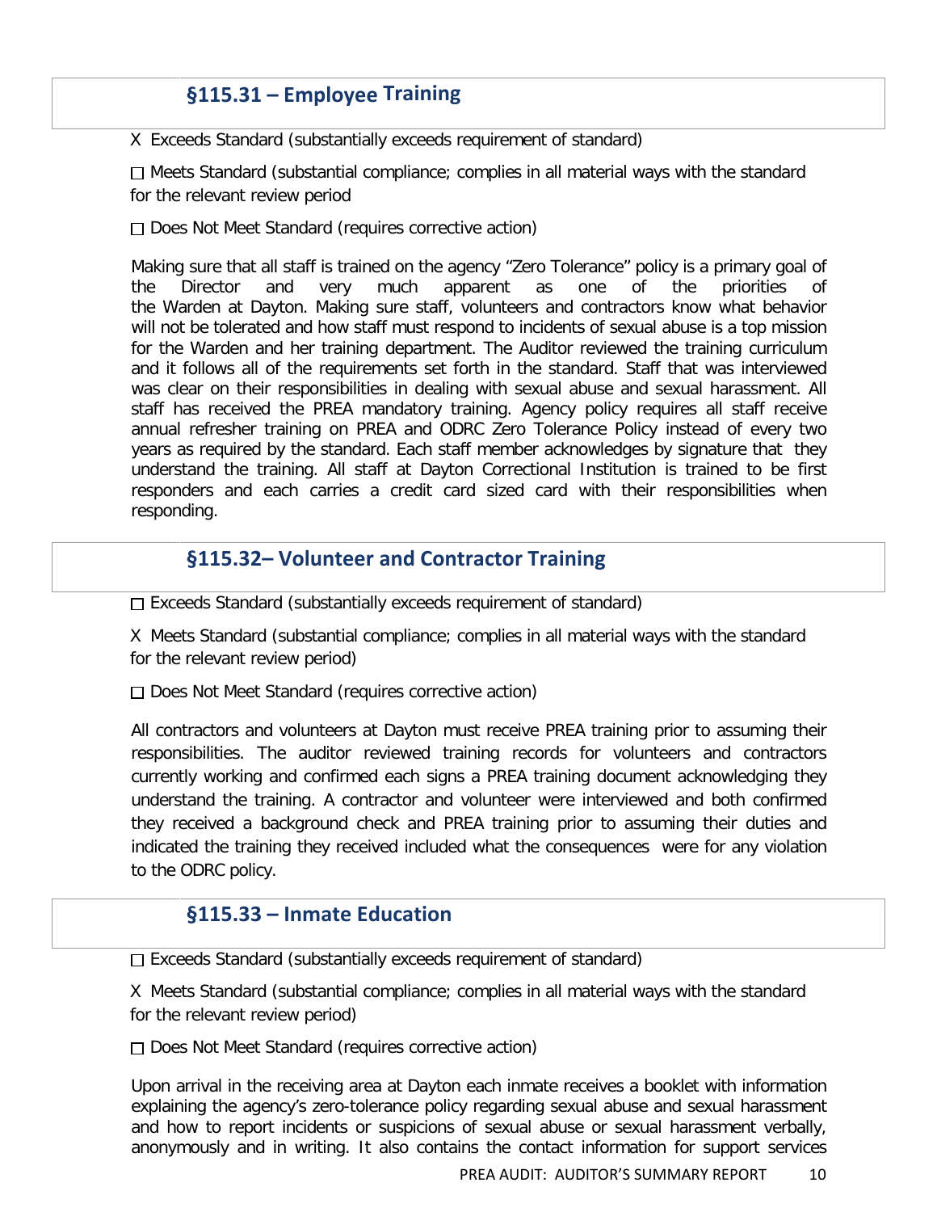## §115.31 – Employee Training

X Exceeds Standard (substantially exceeds requirement of standard)

☐ Meets Standard (substantial compliance; complies in all material ways with the standard for the relevant review period

☐ Does Not Meet Standard (requires corrective action)

Making sure that all staff is trained on the agency "Zero Tolerance" policy is a primary goal of the Director and very much apparent as one of the priorities of the Warden at Dayton. Making sure staff, volunteers and contractors know what behavior will not be tolerated and how staff must respond to incidents of sexual abuse is a top mission for the Warden and her training department. The Auditor reviewed the training curriculum and it follows all of the requirements set forth in the standard. Staff that was interviewed was clear on their responsibilities in dealing with sexual abuse and sexual harassment. All staff has received the PREA mandatory training. Agency policy requires all staff receive annual refresher training on PREA and ODRC Zero Tolerance Policy instead of every two years as required by the standard. Each staff member acknowledges by signature that they understand the training. All staff at Dayton Correctional Institution is trained to be first responders and each carries a credit card sized card with their responsibilities when responding.

## §115.32– Volunteer and Contractor Training

☐ Exceeds Standard (substantially exceeds requirement of standard)

X Meets Standard (substantial compliance; complies in all material ways with the standard for the relevant review period)

☐ Does Not Meet Standard (requires corrective action)

All contractors and volunteers at Dayton must receive PREA training prior to assuming their responsibilities. The auditor reviewed training records for volunteers and contractors currently working and confirmed each signs a PREA training document acknowledging they understand the training. A contractor and volunteer were interviewed and both confirmed they received a background check and PREA training prior to assuming their duties and indicated the training they received included what the consequences were for any violation to the ODRC policy.

## §115.33 – Inmate Education

☐ Exceeds Standard (substantially exceeds requirement of standard)

X Meets Standard (substantial compliance; complies in all material ways with the standard for the relevant review period)

☐ Does Not Meet Standard (requires corrective action)

Upon arrival in the receiving area at Dayton each inmate receives a booklet with information explaining the agency's zero-tolerance policy regarding sexual abuse and sexual harassment and how to report incidents or suspicions of sexual abuse or sexual harassment verbally, anonymously and in writing. It also contains the contact information for support services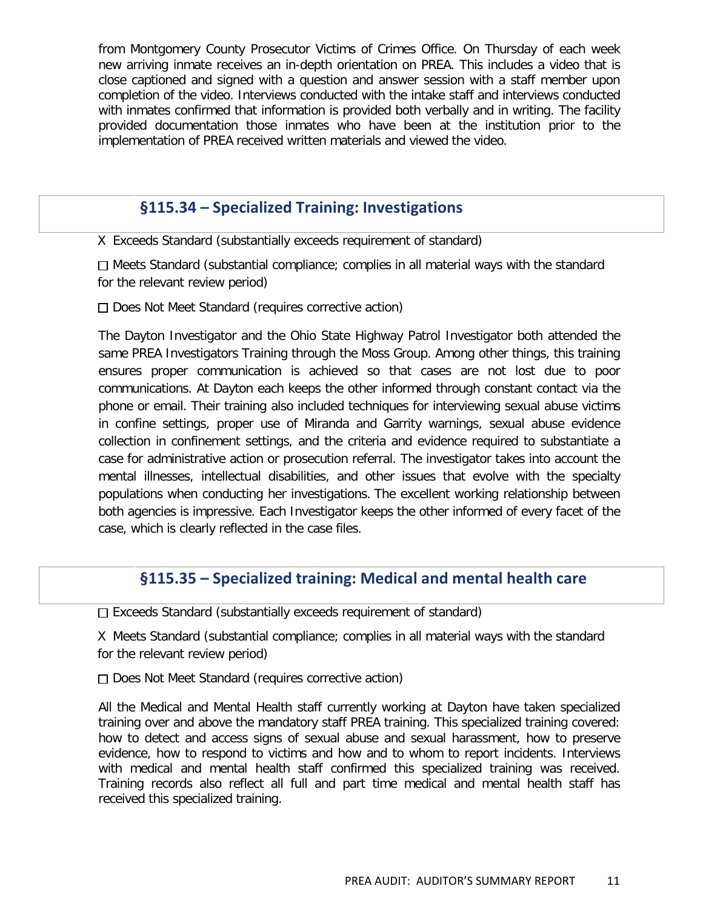from Montgomery County Prosecutor Victims of Crimes Office. On Thursday of each week new arriving inmate receives an in-depth orientation on PREA. This includes a video that is close captioned and signed with a question and answer session with a staff member upon completion of the video. Interviews conducted with the intake staff and interviews conducted with inmates confirmed that information is provided both verbally and in writing. The facility provided documentation those inmates who have been at the institution prior to the implementation of PREA received written materials and viewed the video.

## §115.34 – Specialized Training: Investigations

X Exceeds Standard (substantially exceeds requirement of standard)

☐ Meets Standard (substantial compliance; complies in all material ways with the standard for the relevant review period)

☐ Does Not Meet Standard (requires corrective action)

The Dayton Investigator and the Ohio State Highway Patrol Investigator both attended the same PREA Investigators Training through the Moss Group. Among other things, this training ensures proper communication is achieved so that cases are not lost due to poor communications. At Dayton each keeps the other informed through constant contact via the phone or email. Their training also included techniques for interviewing sexual abuse victims in confine settings, proper use of Miranda and Garrity warnings, sexual abuse evidence collection in confinement settings, and the criteria and evidence required to substantiate a case for administrative action or prosecution referral. The investigator takes into account the mental illnesses, intellectual disabilities, and other issues that evolve with the specialty populations when conducting her investigations. The excellent working relationship between both agencies is impressive. Each Investigator keeps the other informed of every facet of the case, which is clearly reflected in the case files.

## §115.35 – Specialized training: Medical and mental health care

☐ Exceeds Standard (substantially exceeds requirement of standard)

X Meets Standard (substantial compliance; complies in all material ways with the standard for the relevant review period)

☐ Does Not Meet Standard (requires corrective action)

All the Medical and Mental Health staff currently working at Dayton have taken specialized training over and above the mandatory staff PREA training. This specialized training covered: how to detect and access signs of sexual abuse and sexual harassment, how to preserve evidence, how to respond to victims and how and to whom to report incidents. Interviews with medical and mental health staff confirmed this specialized training was received. Training records also reflect all full and part time medical and mental health staff has received this specialized training.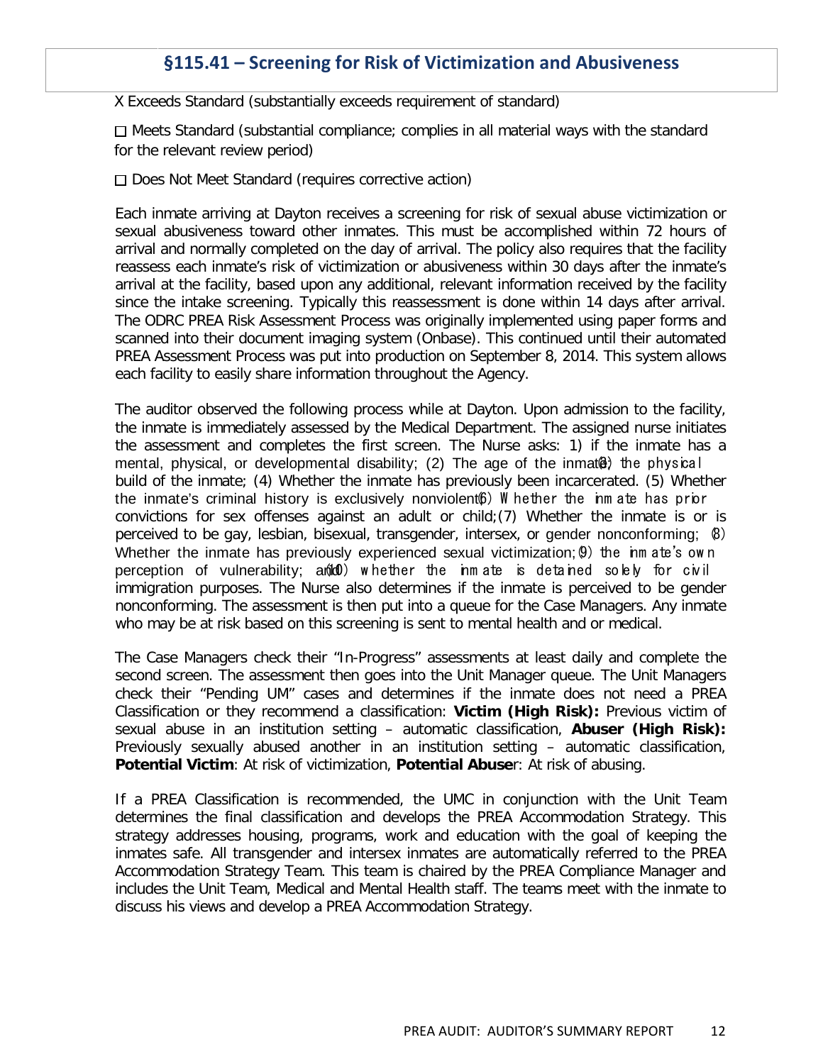## §115.41 – Screening for Risk of Victimization and Abusiveness

X Exceeds Standard (substantially exceeds requirement of standard)

☐ Meets Standard (substantial compliance; complies in all material ways with the standard for the relevant review period)

☐ Does Not Meet Standard (requires corrective action)

Each inmate arriving at Dayton receives a screening for risk of sexual abuse victimization or sexual abusiveness toward other inmates. This must be accomplished within 72 hours of arrival and normally completed on the day of arrival. The policy also requires that the facility reassess each inmate's risk of victimization or abusiveness within 30 days after the inmate's arrival at the facility, based upon any additional, relevant information received by the facility since the intake screening. Typically this reassessment is done within 14 days after arrival. The ODRC PREA Risk Assessment Process was originally implemented using paper forms and scanned into their document imaging system (Onbase). This continued until their automated PREA Assessment Process was put into production on September 8, 2014. This system allows each facility to easily share information throughout the Agency.

The auditor observed the following process while at Dayton. Upon admission to the facility, the inmate is immediately assessed by the Medical Department. The assigned nurse initiates the assessment and completes the first screen. The Nurse asks: 1) if the inmate has a mental, physical, or developmental disability; (2) The age of the inmate; (3) the physical build of the inmate; (4) Whether the inmate has previously been incarcerated. (5) Whether the inmate's criminal history is exclusively nonviolent; (6) Whether the inmate has prior convictions for sex offenses against an adult or child;(7) Whether the inmate is or is perceived to be gay, lesbian, bisexual, transgender, intersex, or gender nonconforming; (8) Whether the inmate has previously experienced sexual victimization; (9) the inmate's own perception of vulnerability; and (10) whether the inmate is detained solely for civil immigration purposes. The Nurse also determines if the inmate is perceived to be gender nonconforming. The assessment is then put into a queue for the Case Managers. Any inmate who may be at risk based on this screening is sent to mental health and or medical.

The Case Managers check their "In-Progress" assessments at least daily and complete the second screen. The assessment then goes into the Unit Manager queue. The Unit Managers check their "Pending UM" cases and determines if the inmate does not need a PREA Classification or they recommend a classification: **Victim (High Risk):** Previous victim of sexual abuse in an institution setting – automatic classification, **Abuser (High Risk):** Previously sexually abused another in an institution setting – automatic classification, **Potential Victim**: At risk of victimization, **Potential Abuse**r: At risk of abusing.

If a PREA Classification is recommended, the UMC in conjunction with the Unit Team determines the final classification and develops the PREA Accommodation Strategy. This strategy addresses housing, programs, work and education with the goal of keeping the inmates safe. All transgender and intersex inmates are automatically referred to the PREA Accommodation Strategy Team. This team is chaired by the PREA Compliance Manager and includes the Unit Team, Medical and Mental Health staff. The teams meet with the inmate to discuss his views and develop a PREA Accommodation Strategy.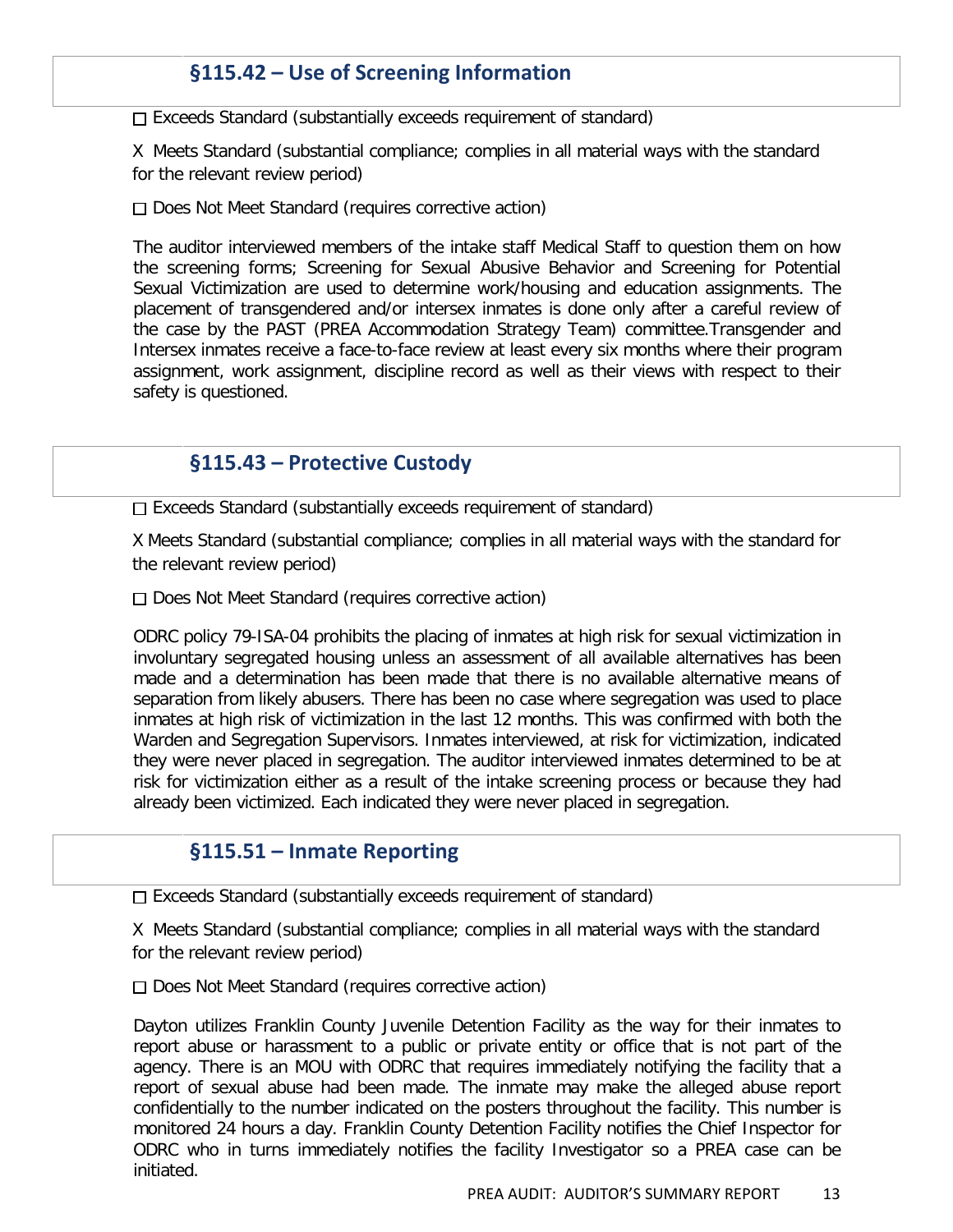## §115.42 – Use of Screening Information

☐ Exceeds Standard (substantially exceeds requirement of standard)

X Meets Standard (substantial compliance; complies in all material ways with the standard for the relevant review period)

☐ Does Not Meet Standard (requires corrective action)

The auditor interviewed members of the intake staff Medical Staff to question them on how the screening forms; Screening for Sexual Abusive Behavior and Screening for Potential Sexual Victimization are used to determine work/housing and education assignments. The placement of transgendered and/or intersex inmates is done only after a careful review of the case by the PAST (PREA Accommodation Strategy Team) committee.Transgender and Intersex inmates receive a face-to-face review at least every six months where their program assignment, work assignment, discipline record as well as their views with respect to their safety is questioned.

## §115.43 – Protective Custody

☐ Exceeds Standard (substantially exceeds requirement of standard)

X Meets Standard (substantial compliance; complies in all material ways with the standard for the relevant review period)

☐ Does Not Meet Standard (requires corrective action)

ODRC policy 79-ISA-04 prohibits the placing of inmates at high risk for sexual victimization in involuntary segregated housing unless an assessment of all available alternatives has been made and a determination has been made that there is no available alternative means of separation from likely abusers. There has been no case where segregation was used to place inmates at high risk of victimization in the last 12 months. This was confirmed with both the Warden and Segregation Supervisors. Inmates interviewed, at risk for victimization, indicated they were never placed in segregation. The auditor interviewed inmates determined to be at risk for victimization either as a result of the intake screening process or because they had already been victimized. Each indicated they were never placed in segregation.

## §115.51 – Inmate Reporting

☐ Exceeds Standard (substantially exceeds requirement of standard)

X Meets Standard (substantial compliance; complies in all material ways with the standard for the relevant review period)

☐ Does Not Meet Standard (requires corrective action)

Dayton utilizes Franklin County Juvenile Detention Facility as the way for their inmates to report abuse or harassment to a public or private entity or office that is not part of the agency. There is an MOU with ODRC that requires immediately notifying the facility that a report of sexual abuse had been made. The inmate may make the alleged abuse report confidentially to the number indicated on the posters throughout the facility. This number is monitored 24 hours a day. Franklin County Detention Facility notifies the Chief Inspector for ODRC who in turns immediately notifies the facility Investigator so a PREA case can be initiated.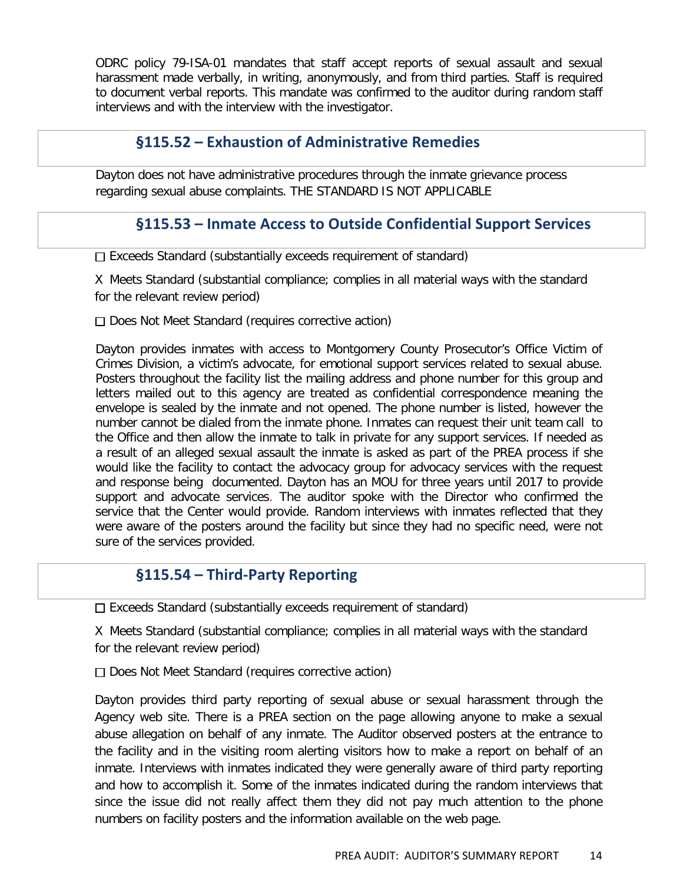ODRC policy 79-ISA-01 mandates that staff accept reports of sexual assault and sexual harassment made verbally, in writing, anonymously, and from third parties. Staff is required to document verbal reports. This mandate was confirmed to the auditor during random staff interviews and with the interview with the investigator.

## §115.52 – Exhaustion of Administrative Remedies

Dayton does not have administrative procedures through the inmate grievance process regarding sexual abuse complaints. THE STANDARD IS NOT APPLICABLE

## §115.53 – Inmate Access to Outside Confidential Support Services

☐ Exceeds Standard (substantially exceeds requirement of standard)

X Meets Standard (substantial compliance; complies in all material ways with the standard for the relevant review period)

☐ Does Not Meet Standard (requires corrective action)

Dayton provides inmates with access to Montgomery County Prosecutor's Office Victim of Crimes Division, a victim's advocate, for emotional support services related to sexual abuse. Posters throughout the facility list the mailing address and phone number for this group and letters mailed out to this agency are treated as confidential correspondence meaning the envelope is sealed by the inmate and not opened. The phone number is listed, however the number cannot be dialed from the inmate phone. Inmates can request their unit team call to the Office and then allow the inmate to talk in private for any support services. If needed as a result of an alleged sexual assault the inmate is asked as part of the PREA process if she would like the facility to contact the advocacy group for advocacy services with the request and response being documented. Dayton has an MOU for three years until 2017 to provide support and advocate services. The auditor spoke with the Director who confirmed the service that the Center would provide. Random interviews with inmates reflected that they were aware of the posters around the facility but since they had no specific need, were not sure of the services provided.

## §115.54 – Third-Party Reporting

☐ Exceeds Standard (substantially exceeds requirement of standard)

X Meets Standard (substantial compliance; complies in all material ways with the standard for the relevant review period)

☐ Does Not Meet Standard (requires corrective action)

Dayton provides third party reporting of sexual abuse or sexual harassment through the Agency web site. There is a PREA section on the page allowing anyone to make a sexual abuse allegation on behalf of any inmate. The Auditor observed posters at the entrance to the facility and in the visiting room alerting visitors how to make a report on behalf of an inmate. Interviews with inmates indicated they were generally aware of third party reporting and how to accomplish it. Some of the inmates indicated during the random interviews that since the issue did not really affect them they did not pay much attention to the phone numbers on facility posters and the information available on the web page.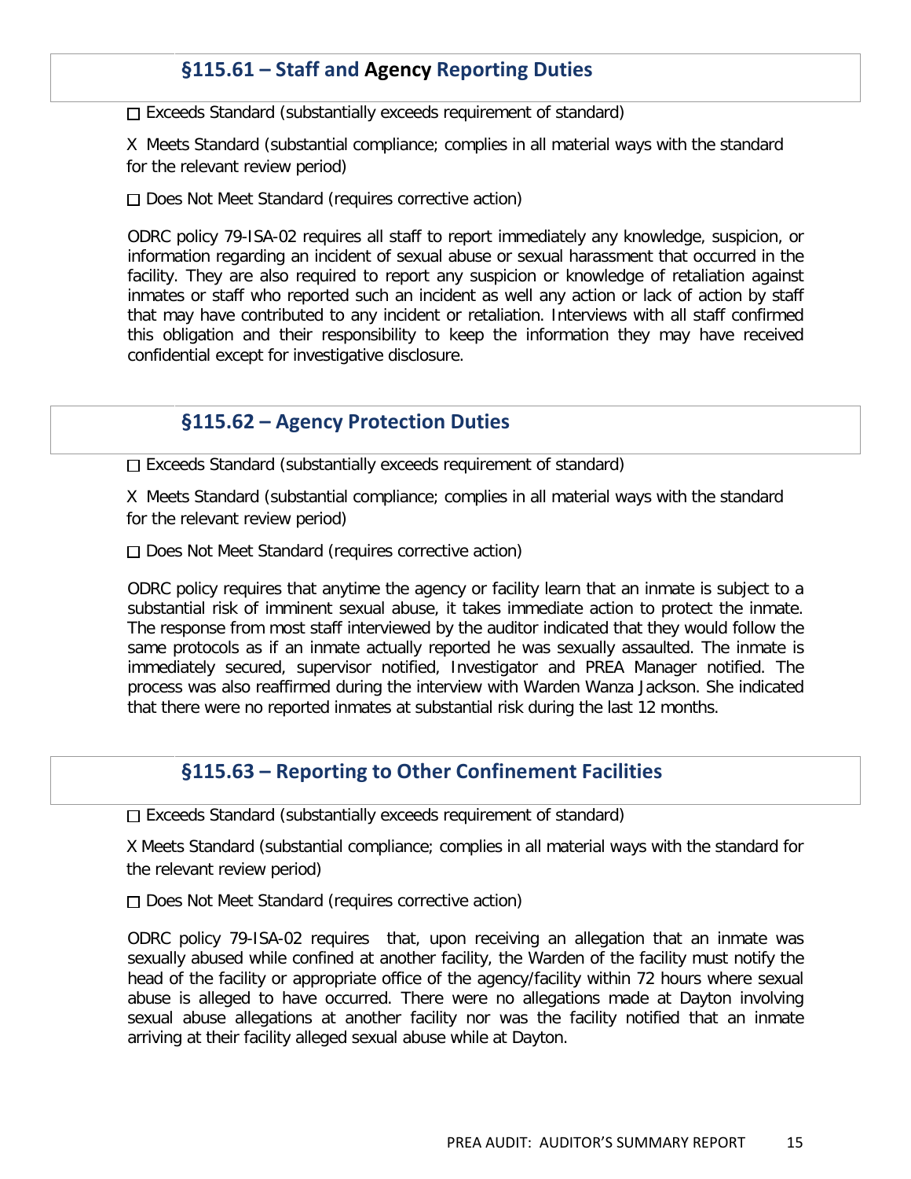## §115.61 – Staff and Agency Reporting Duties

☐ Exceeds Standard (substantially exceeds requirement of standard)

X Meets Standard (substantial compliance; complies in all material ways with the standard for the relevant review period)

☐ Does Not Meet Standard (requires corrective action)

ODRC policy 79-ISA-02 requires all staff to report immediately any knowledge, suspicion, or information regarding an incident of sexual abuse or sexual harassment that occurred in the facility. They are also required to report any suspicion or knowledge of retaliation against inmates or staff who reported such an incident as well any action or lack of action by staff that may have contributed to any incident or retaliation. Interviews with all staff confirmed this obligation and their responsibility to keep the information they may have received confidential except for investigative disclosure.

## §115.62 – Agency Protection Duties

☐ Exceeds Standard (substantially exceeds requirement of standard)

X Meets Standard (substantial compliance; complies in all material ways with the standard for the relevant review period)

☐ Does Not Meet Standard (requires corrective action)

ODRC policy requires that anytime the agency or facility learn that an inmate is subject to a substantial risk of imminent sexual abuse, it takes immediate action to protect the inmate. The response from most staff interviewed by the auditor indicated that they would follow the same protocols as if an inmate actually reported he was sexually assaulted. The inmate is immediately secured, supervisor notified, Investigator and PREA Manager notified. The process was also reaffirmed during the interview with Warden Wanza Jackson. She indicated that there were no reported inmates at substantial risk during the last 12 months.

## §115.63 – Reporting to Other Confinement Facilities

☐ Exceeds Standard (substantially exceeds requirement of standard)

X Meets Standard (substantial compliance; complies in all material ways with the standard for the relevant review period)

☐ Does Not Meet Standard (requires corrective action)

ODRC policy 79-ISA-02 requires that, upon receiving an allegation that an inmate was sexually abused while confined at another facility, the Warden of the facility must notify the head of the facility or appropriate office of the agency/facility within 72 hours where sexual abuse is alleged to have occurred. There were no allegations made at Dayton involving sexual abuse allegations at another facility nor was the facility notified that an inmate arriving at their facility alleged sexual abuse while at Dayton.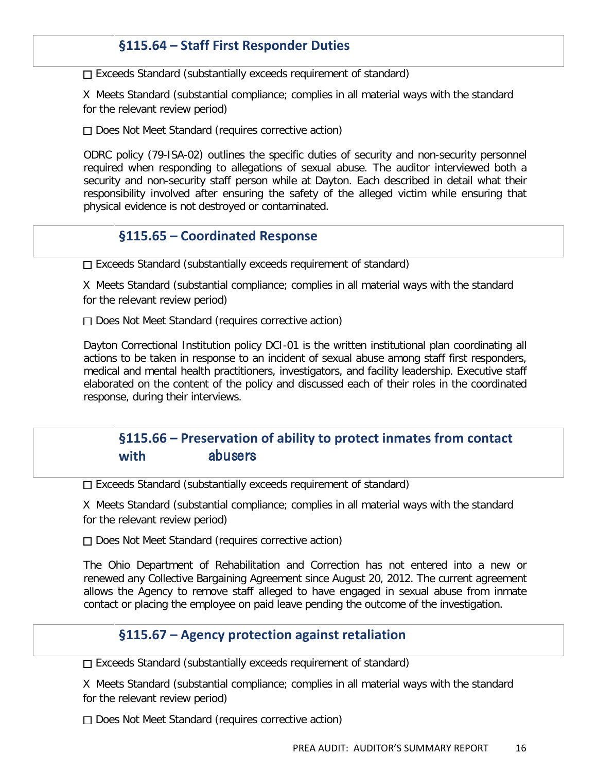## §115.64 – Staff First Responder Duties

☐ Exceeds Standard (substantially exceeds requirement of standard)

X Meets Standard (substantial compliance; complies in all material ways with the standard for the relevant review period)

☐ Does Not Meet Standard (requires corrective action)

ODRC policy (79-ISA-02) outlines the specific duties of security and non-security personnel required when responding to allegations of sexual abuse. The auditor interviewed both a security and non-security staff person while at Dayton. Each described in detail what their responsibility involved after ensuring the safety of the alleged victim while ensuring that physical evidence is not destroyed or contaminated.

## §115.65 – Coordinated Response

☐ Exceeds Standard (substantially exceeds requirement of standard)

X Meets Standard (substantial compliance; complies in all material ways with the standard for the relevant review period)

☐ Does Not Meet Standard (requires corrective action)

Dayton Correctional Institution policy DCI-01 is the written institutional plan coordinating all actions to be taken in response to an incident of sexual abuse among staff first responders, medical and mental health practitioners, investigators, and facility leadership. Executive staff elaborated on the content of the policy and discussed each of their roles in the coordinated response, during their interviews.

## §115.66 – Preservation of ability to protect inmates from contact with abusers

☐ Exceeds Standard (substantially exceeds requirement of standard)

X Meets Standard (substantial compliance; complies in all material ways with the standard for the relevant review period)

☐ Does Not Meet Standard (requires corrective action)

The Ohio Department of Rehabilitation and Correction has not entered into a new or renewed any Collective Bargaining Agreement since August 20, 2012. The current agreement allows the Agency to remove staff alleged to have engaged in sexual abuse from inmate contact or placing the employee on paid leave pending the outcome of the investigation.

## §115.67 – Agency protection against retaliation

☐ Exceeds Standard (substantially exceeds requirement of standard)

X Meets Standard (substantial compliance; complies in all material ways with the standard for the relevant review period)

☐ Does Not Meet Standard (requires corrective action)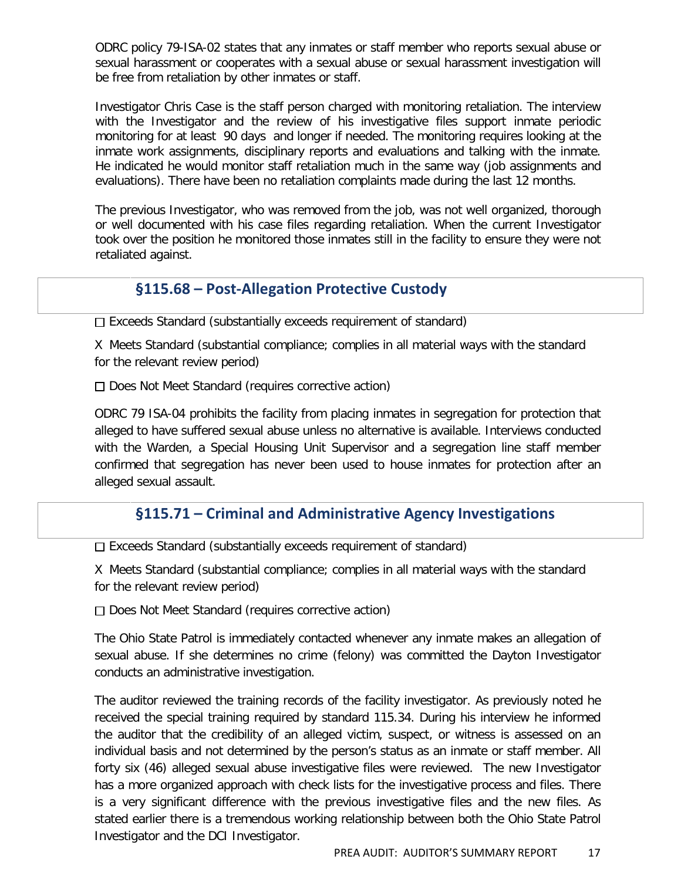ODRC policy 79-ISA-02 states that any inmates or staff member who reports sexual abuse or sexual harassment or cooperates with a sexual abuse or sexual harassment investigation will be free from retaliation by other inmates or staff.

Investigator Chris Case is the staff person charged with monitoring retaliation. The interview with the Investigator and the review of his investigative files support inmate periodic monitoring for at least 90 days and longer if needed. The monitoring requires looking at the inmate work assignments, disciplinary reports and evaluations and talking with the inmate. He indicated he would monitor staff retaliation much in the same way (job assignments and evaluations). There have been no retaliation complaints made during the last 12 months.

The previous Investigator, who was removed from the job, was not well organized, thorough or well documented with his case files regarding retaliation. When the current Investigator took over the position he monitored those inmates still in the facility to ensure they were not retaliated against.

## §115.68 – Post-Allegation Protective Custody

☐ Exceeds Standard (substantially exceeds requirement of standard)

X Meets Standard (substantial compliance; complies in all material ways with the standard for the relevant review period)

☐ Does Not Meet Standard (requires corrective action)

ODRC 79 ISA-04 prohibits the facility from placing inmates in segregation for protection that alleged to have suffered sexual abuse unless no alternative is available. Interviews conducted with the Warden, a Special Housing Unit Supervisor and a segregation line staff member confirmed that segregation has never been used to house inmates for protection after an alleged sexual assault.

## §115.71 – Criminal and Administrative Agency Investigations

☐ Exceeds Standard (substantially exceeds requirement of standard)

X Meets Standard (substantial compliance; complies in all material ways with the standard for the relevant review period)

☐ Does Not Meet Standard (requires corrective action)

The Ohio State Patrol is immediately contacted whenever any inmate makes an allegation of sexual abuse. If she determines no crime (felony) was committed the Dayton Investigator conducts an administrative investigation.

The auditor reviewed the training records of the facility investigator. As previously noted he received the special training required by standard 115.34. During his interview he informed the auditor that the credibility of an alleged victim, suspect, or witness is assessed on an individual basis and not determined by the person's status as an inmate or staff member. All forty six (46) alleged sexual abuse investigative files were reviewed. The new Investigator has a more organized approach with check lists for the investigative process and files. There is a very significant difference with the previous investigative files and the new files. As stated earlier there is a tremendous working relationship between both the Ohio State Patrol Investigator and the DCI Investigator.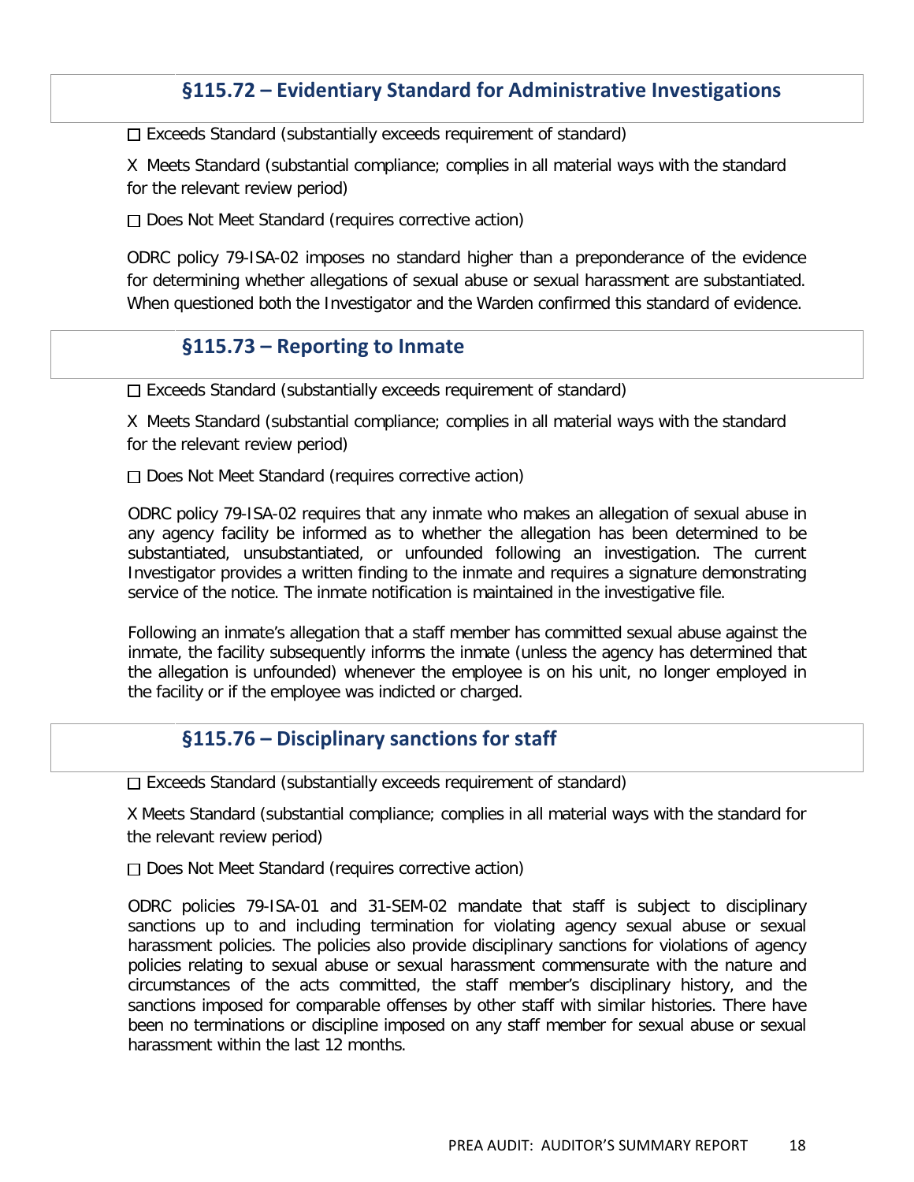## §115.72 – Evidentiary Standard for Administrative Investigations

☐ Exceeds Standard (substantially exceeds requirement of standard)

X Meets Standard (substantial compliance; complies in all material ways with the standard for the relevant review period)

☐ Does Not Meet Standard (requires corrective action)

ODRC policy 79-ISA-02 imposes no standard higher than a preponderance of the evidence for determining whether allegations of sexual abuse or sexual harassment are substantiated. When questioned both the Investigator and the Warden confirmed this standard of evidence.

## §115.73 – Reporting to Inmate

☐ Exceeds Standard (substantially exceeds requirement of standard)

X Meets Standard (substantial compliance; complies in all material ways with the standard for the relevant review period)

☐ Does Not Meet Standard (requires corrective action)

ODRC policy 79-ISA-02 requires that any inmate who makes an allegation of sexual abuse in any agency facility be informed as to whether the allegation has been determined to be substantiated, unsubstantiated, or unfounded following an investigation. The current Investigator provides a written finding to the inmate and requires a signature demonstrating service of the notice. The inmate notification is maintained in the investigative file.

Following an inmate's allegation that a staff member has committed sexual abuse against the inmate, the facility subsequently informs the inmate (unless the agency has determined that the allegation is unfounded) whenever the employee is on his unit, no longer employed in the facility or if the employee was indicted or charged.

## §115.76 – Disciplinary sanctions for staff

☐ Exceeds Standard (substantially exceeds requirement of standard)

X Meets Standard (substantial compliance; complies in all material ways with the standard for the relevant review period)

☐ Does Not Meet Standard (requires corrective action)

ODRC policies 79-ISA-01 and 31-SEM-02 mandate that staff is subject to disciplinary sanctions up to and including termination for violating agency sexual abuse or sexual harassment policies. The policies also provide disciplinary sanctions for violations of agency policies relating to sexual abuse or sexual harassment commensurate with the nature and circumstances of the acts committed, the staff member's disciplinary history, and the sanctions imposed for comparable offenses by other staff with similar histories. There have been no terminations or discipline imposed on any staff member for sexual abuse or sexual harassment within the last 12 months.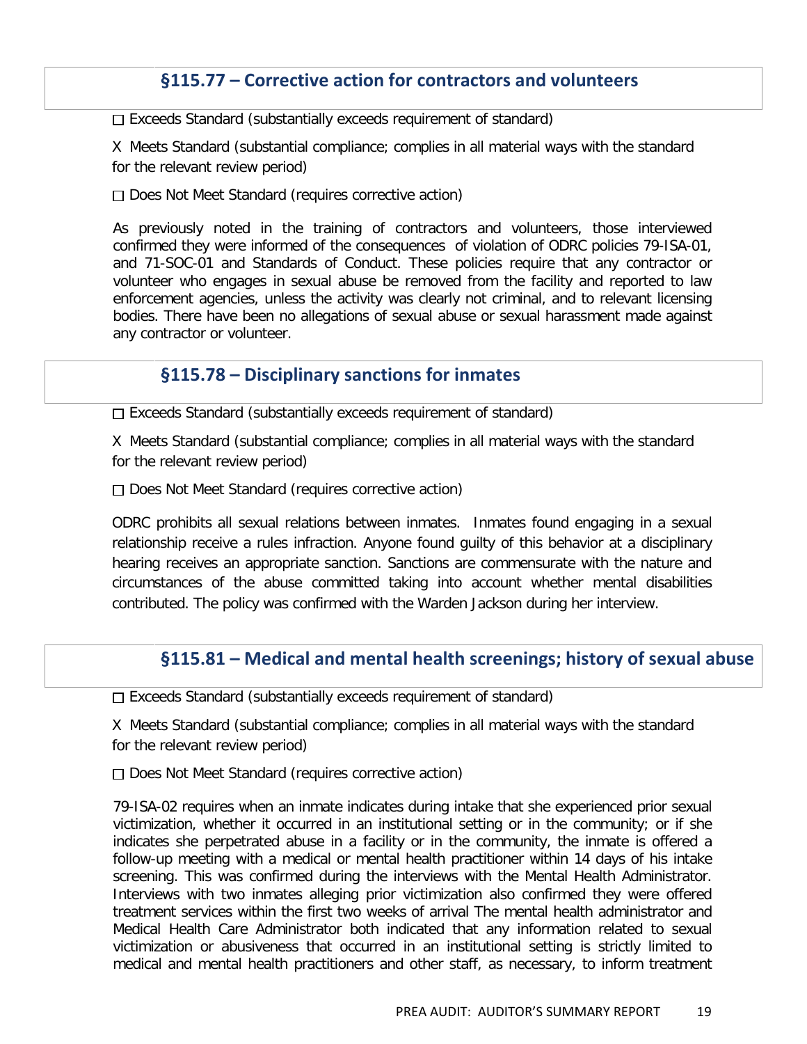## §115.77 – Corrective action for contractors and volunteers

☐ Exceeds Standard (substantially exceeds requirement of standard)

X Meets Standard (substantial compliance; complies in all material ways with the standard for the relevant review period)

☐ Does Not Meet Standard (requires corrective action)

As previously noted in the training of contractors and volunteers, those interviewed confirmed they were informed of the consequences of violation of ODRC policies 79-ISA-01, and 71-SOC-01 and Standards of Conduct. These policies require that any contractor or volunteer who engages in sexual abuse be removed from the facility and reported to law enforcement agencies, unless the activity was clearly not criminal, and to relevant licensing bodies. There have been no allegations of sexual abuse or sexual harassment made against any contractor or volunteer.

## §115.78 – Disciplinary sanctions for inmates

☐ Exceeds Standard (substantially exceeds requirement of standard)

X Meets Standard (substantial compliance; complies in all material ways with the standard for the relevant review period)

☐ Does Not Meet Standard (requires corrective action)

ODRC prohibits all sexual relations between inmates. Inmates found engaging in a sexual relationship receive a rules infraction. Anyone found guilty of this behavior at a disciplinary hearing receives an appropriate sanction. Sanctions are commensurate with the nature and circumstances of the abuse committed taking into account whether mental disabilities contributed. The policy was confirmed with the Warden Jackson during her interview.

## §115.81 – Medical and mental health screenings; history of sexual abuse

☐ Exceeds Standard (substantially exceeds requirement of standard)

X Meets Standard (substantial compliance; complies in all material ways with the standard for the relevant review period)

☐ Does Not Meet Standard (requires corrective action)

79-ISA-02 requires when an inmate indicates during intake that she experienced prior sexual victimization, whether it occurred in an institutional setting or in the community; or if she indicates she perpetrated abuse in a facility or in the community, the inmate is offered a follow-up meeting with a medical or mental health practitioner within 14 days of his intake screening. This was confirmed during the interviews with the Mental Health Administrator. Interviews with two inmates alleging prior victimization also confirmed they were offered treatment services within the first two weeks of arrival The mental health administrator and Medical Health Care Administrator both indicated that any information related to sexual victimization or abusiveness that occurred in an institutional setting is strictly limited to medical and mental health practitioners and other staff, as necessary, to inform treatment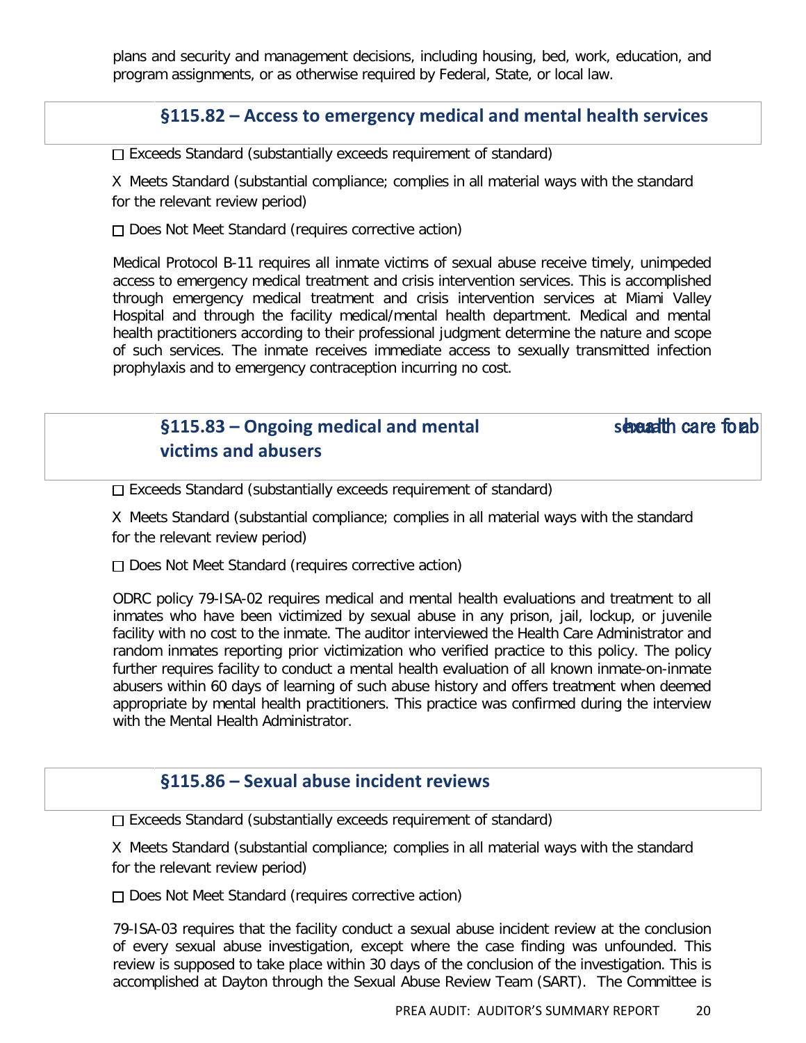plans and security and management decisions, including housing, bed, work, education, and program assignments, or as otherwise required by Federal, State, or local law.

## §115.82 – Access to emergency medical and mental health services

☐ Exceeds Standard (substantially exceeds requirement of standard)

X Meets Standard (substantial compliance; complies in all material ways with the standard for the relevant review period)

☐ Does Not Meet Standard (requires corrective action)

Medical Protocol B-11 requires all inmate victims of sexual abuse receive timely, unimpeded access to emergency medical treatment and crisis intervention services. This is accomplished through emergency medical treatment and crisis intervention services at Miami Valley Hospital and through the facility medical/mental health department. Medical and mental health practitioners according to their professional judgment determine the nature and scope of such services. The inmate receives immediate access to sexually transmitted infection prophylaxis and to emergency contraception incurring no cost.

## §115.83 – Ongoing medical and mental health care for sexual abuse victims and abusers

☐ Exceeds Standard (substantially exceeds requirement of standard)

X Meets Standard (substantial compliance; complies in all material ways with the standard for the relevant review period)

☐ Does Not Meet Standard (requires corrective action)

ODRC policy 79-ISA-02 requires medical and mental health evaluations and treatment to all inmates who have been victimized by sexual abuse in any prison, jail, lockup, or juvenile facility with no cost to the inmate. The auditor interviewed the Health Care Administrator and random inmates reporting prior victimization who verified practice to this policy. The policy further requires facility to conduct a mental health evaluation of all known inmate-on-inmate abusers within 60 days of learning of such abuse history and offers treatment when deemed appropriate by mental health practitioners. This practice was confirmed during the interview with the Mental Health Administrator.

## §115.86 – Sexual abuse incident reviews

☐ Exceeds Standard (substantially exceeds requirement of standard)

X Meets Standard (substantial compliance; complies in all material ways with the standard for the relevant review period)

☐ Does Not Meet Standard (requires corrective action)

79-ISA-03 requires that the facility conduct a sexual abuse incident review at the conclusion of every sexual abuse investigation, except where the case finding was unfounded. This review is supposed to take place within 30 days of the conclusion of the investigation. This is accomplished at Dayton through the Sexual Abuse Review Team (SART). The Committee is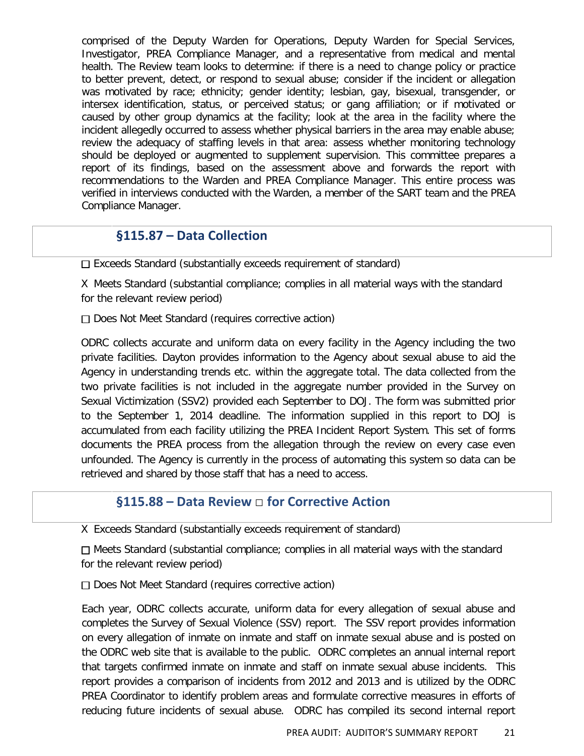comprised of the Deputy Warden for Operations, Deputy Warden for Special Services, Investigator, PREA Compliance Manager, and a representative from medical and mental health. The Review team looks to determine: if there is a need to change policy or practice to better prevent, detect, or respond to sexual abuse; consider if the incident or allegation was motivated by race; ethnicity; gender identity; lesbian, gay, bisexual, transgender, or intersex identification, status, or perceived status; or gang affiliation; or if motivated or caused by other group dynamics at the facility; look at the area in the facility where the incident allegedly occurred to assess whether physical barriers in the area may enable abuse; review the adequacy of staffing levels in that area: assess whether monitoring technology should be deployed or augmented to supplement supervision. This committee prepares a report of its findings, based on the assessment above and forwards the report with recommendations to the Warden and PREA Compliance Manager. This entire process was verified in interviews conducted with the Warden, a member of the SART team and the PREA Compliance Manager.

## §115.87 – Data Collection

☐ Exceeds Standard (substantially exceeds requirement of standard)

X Meets Standard (substantial compliance; complies in all material ways with the standard for the relevant review period)

☐ Does Not Meet Standard (requires corrective action)

ODRC collects accurate and uniform data on every facility in the Agency including the two private facilities. Dayton provides information to the Agency about sexual abuse to aid the Agency in understanding trends etc. within the aggregate total. The data collected from the two private facilities is not included in the aggregate number provided in the Survey on Sexual Victimization (SSV2) provided each September to DOJ. The form was submitted prior to the September 1, 2014 deadline. The information supplied in this report to DOJ is accumulated from each facility utilizing the PREA Incident Report System. This set of forms documents the PREA process from the allegation through the review on every case even unfounded. The Agency is currently in the process of automating this system so data can be retrieved and shared by those staff that has a need to access.

## §115.88 – Data Review ☐ for Corrective Action

X Exceeds Standard (substantially exceeds requirement of standard)

☐ Meets Standard (substantial compliance; complies in all material ways with the standard for the relevant review period)

☐ Does Not Meet Standard (requires corrective action)

Each year, ODRC collects accurate, uniform data for every allegation of sexual abuse and completes the Survey of Sexual Violence (SSV) report. The SSV report provides information on every allegation of inmate on inmate and staff on inmate sexual abuse and is posted on the ODRC web site that is available to the public. ODRC completes an annual internal report that targets confirmed inmate on inmate and staff on inmate sexual abuse incidents. This report provides a comparison of incidents from 2012 and 2013 and is utilized by the ODRC PREA Coordinator to identify problem areas and formulate corrective measures in efforts of reducing future incidents of sexual abuse. ODRC has compiled its second internal report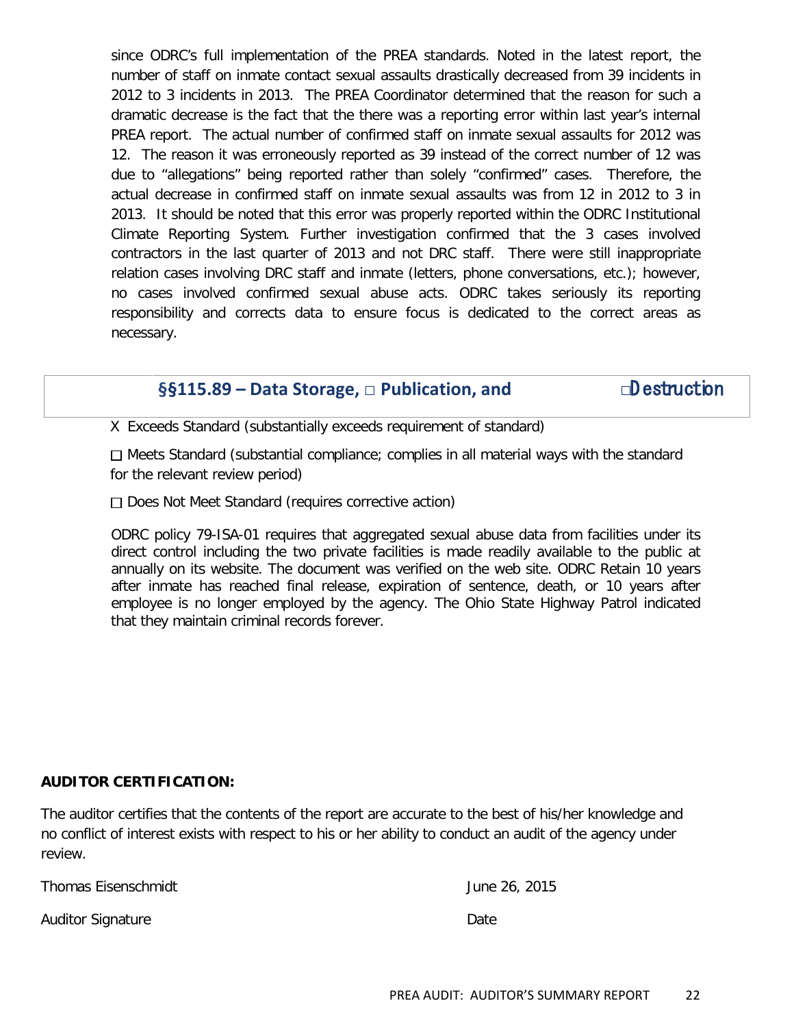since ODRC's full implementation of the PREA standards. Noted in the latest report, the number of staff on inmate contact sexual assaults drastically decreased from 39 incidents in 2012 to 3 incidents in 2013. The PREA Coordinator determined that the reason for such a dramatic decrease is the fact that the there was a reporting error within last year's internal PREA report. The actual number of confirmed staff on inmate sexual assaults for 2012 was 12. The reason it was erroneously reported as 39 instead of the correct number of 12 was due to "allegations" being reported rather than solely "confirmed" cases. Therefore, the actual decrease in confirmed staff on inmate sexual assaults was from 12 in 2012 to 3 in 2013. It should be noted that this error was properly reported within the ODRC Institutional Climate Reporting System. Further investigation confirmed that the 3 cases involved contractors in the last quarter of 2013 and not DRC staff. There were still inappropriate relation cases involving DRC staff and inmate (letters, phone conversations, etc.); however, no cases involved confirmed sexual abuse acts. ODRC takes seriously its reporting responsibility and corrects data to ensure focus is dedicated to the correct areas as necessary.

## §§115.89 – Data Storage, □ Publication, and □Destruction

X Exceeds Standard (substantially exceeds requirement of standard)

☐ Meets Standard (substantial compliance; complies in all material ways with the standard for the relevant review period)

☐ Does Not Meet Standard (requires corrective action)

ODRC policy 79-ISA-01 requires that aggregated sexual abuse data from facilities under its direct control including the two private facilities is made readily available to the public at annually on its website. The document was verified on the web site. ODRC Retain 10 years after inmate has reached final release, expiration of sentence, death, or 10 years after employee is no longer employed by the agency. The Ohio State Highway Patrol indicated that they maintain criminal records forever.

**AUDITOR CERTIFICATION:**

The auditor certifies that the contents of the report are accurate to the best of his/her knowledge and no conflict of interest exists with respect to his or her ability to conduct an audit of the agency under review.

Thomas Eisenschmidt &nbsp;&nbsp;&nbsp;&nbsp;&nbsp;&nbsp;&nbsp;&nbsp;&nbsp;&nbsp;&nbsp;&nbsp;&nbsp;&nbsp;&nbsp;&nbsp;&nbsp;&nbsp;&nbsp;&nbsp; June 26, 2015

Auditor Signature &nbsp;&nbsp;&nbsp;&nbsp;&nbsp;&nbsp;&nbsp;&nbsp;&nbsp;&nbsp;&nbsp;&nbsp;&nbsp;&nbsp;&nbsp;&nbsp;&nbsp;&nbsp;&nbsp;&nbsp;&nbsp;&nbsp;&nbsp; Date